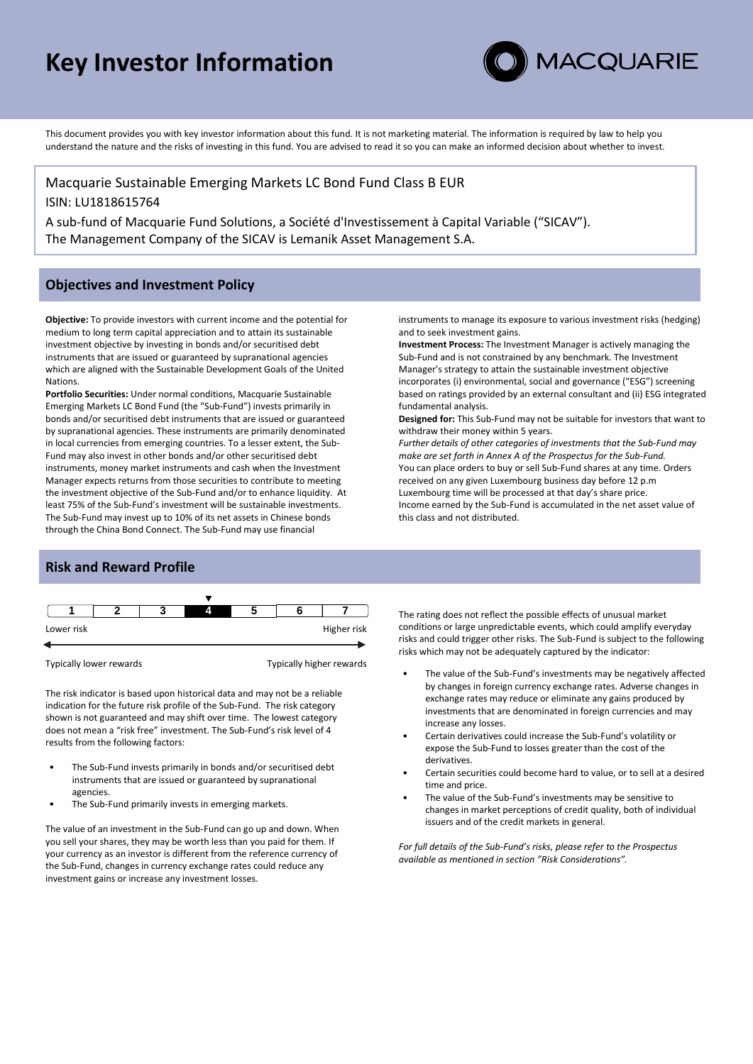# Key Investor Information

This document provides you with key investor information about this fund. It is not marketing material. The information is required by law to help you understand the nature and the risks of investing in this fund. You are advised to read it so you can make an informed decision about whether to invest.

Macquarie Sustainable Emerging Markets LC Bond Fund Class B EUR

ISIN: LU1818615764

A sub-fund of Macquarie Fund Solutions, a Société d'Investissement à Capital Variable ("SICAV").
The Management Company of the SICAV is Lemanik Asset Management S.A.

## Objectives and Investment Policy

**Objective:** To provide investors with current income and the potential for medium to long term capital appreciation and to attain its sustainable investment objective by investing in bonds and/or securitised debt instruments that are issued or guaranteed by supranational agencies which are aligned with the Sustainable Development Goals of the United Nations.

**Portfolio Securities:** Under normal conditions, Macquarie Sustainable Emerging Markets LC Bond Fund (the "Sub-Fund") invests primarily in bonds and/or securitised debt instruments that are issued or guaranteed by supranational agencies. These instruments are primarily denominated in local currencies from emerging countries. To a lesser extent, the Sub-Fund may also invest in other bonds and/or other securitised debt instruments, money market instruments and cash when the Investment Manager expects returns from those securities to contribute to meeting the investment objective of the Sub-Fund and/or to enhance liquidity. At least 75% of the Sub-Fund's investment will be sustainable investments. The Sub-Fund may invest up to 10% of its net assets in Chinese bonds through the China Bond Connect. The Sub-Fund may use financial instruments to manage its exposure to various investment risks (hedging) and to seek investment gains.

**Investment Process:** The Investment Manager is actively managing the Sub-Fund and is not constrained by any benchmark. The Investment Manager's strategy to attain the sustainable investment objective incorporates (i) environmental, social and governance ("ESG") screening based on ratings provided by an external consultant and (ii) ESG integrated fundamental analysis.

**Designed for:** This Sub-Fund may not be suitable for investors that want to withdraw their money within 5 years.

*Further details of other categories of investments that the Sub-Fund may make are set forth in Annex A of the Prospectus for the Sub-Fund.*

You can place orders to buy or sell Sub-Fund shares at any time. Orders received on any given Luxembourg business day before 12 p.m Luxembourg time will be processed at that day's share price.

Income earned by the Sub-Fund is accumulated in the net asset value of this class and not distributed.

## Risk and Reward Profile

| 1 | 2 | 3 | **4** | 5 | 6 | 7 |
|---|---|---|---|---|---|---|

Lower risk — Higher risk

Typically lower rewards — Typically higher rewards

The risk indicator is based upon historical data and may not be a reliable indication for the future risk profile of the Sub-Fund. The risk category shown is not guaranteed and may shift over time. The lowest category does not mean a "risk free" investment. The Sub-Fund's risk level of 4 results from the following factors:

- The Sub-Fund invests primarily in bonds and/or securitised debt instruments that are issued or guaranteed by supranational agencies.
- The Sub-Fund primarily invests in emerging markets.

The value of an investment in the Sub-Fund can go up and down. When you sell your shares, they may be worth less than you paid for them. If your currency as an investor is different from the reference currency of the Sub-Fund, changes in currency exchange rates could reduce any investment gains or increase any investment losses.

The rating does not reflect the possible effects of unusual market conditions or large unpredictable events, which could amplify everyday risks and could trigger other risks. The Sub-Fund is subject to the following risks which may not be adequately captured by the indicator:

- The value of the Sub-Fund's investments may be negatively affected by changes in foreign currency exchange rates. Adverse changes in exchange rates may reduce or eliminate any gains produced by investments that are denominated in foreign currencies and may increase any losses.
- Certain derivatives could increase the Sub-Fund's volatility or expose the Sub-Fund to losses greater than the cost of the derivatives.
- Certain securities could become hard to value, or to sell at a desired time and price.
- The value of the Sub-Fund's investments may be sensitive to changes in market perceptions of credit quality, both of individual issuers and of the credit markets in general.

*For full details of the Sub-Fund's risks, please refer to the Prospectus available as mentioned in section "Risk Considerations".*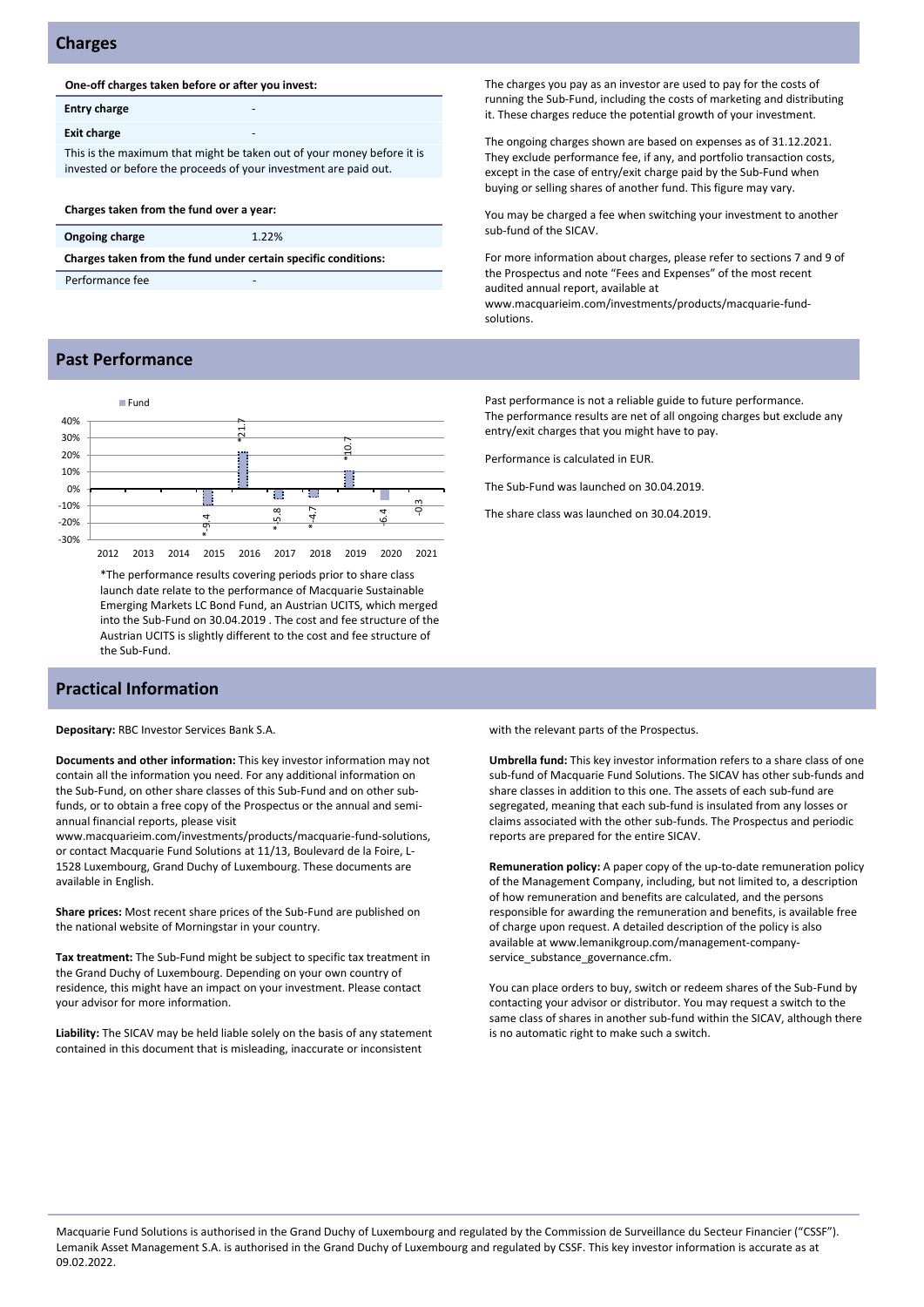## Charges

| One-off charges taken before or after you invest: | |
|---|---|
| **Entry charge** | - |
| **Exit charge** | - |
| This is the maximum that might be taken out of your money before it is invested or before the proceeds of your investment are paid out. | |

| Charges taken from the fund over a year: | |
|---|---|
| **Ongoing charge** | 1.22% |
| **Charges taken from the fund under certain specific conditions:** | |
| Performance fee | - |

The charges you pay as an investor are used to pay for the costs of running the Sub-Fund, including the costs of marketing and distributing it. These charges reduce the potential growth of your investment.

The ongoing charges shown are based on expenses as of 31.12.2021. They exclude performance fee, if any, and portfolio transaction costs, except in the case of entry/exit charge paid by the Sub-Fund when buying or selling shares of another fund. This figure may vary.

You may be charged a fee when switching your investment to another sub-fund of the SICAV.

For more information about charges, please refer to sections 7 and 9 of the Prospectus and note "Fees and Expenses" of the most recent audited annual report, available at www.macquarieim.com/investments/products/macquarie-fund-solutions.

## Past Performance

Fund

40%
30%
20%
10%
0%
-10%
-20%
-30%

2012 2013 2014 2015 2016 2017 2018 2019 2020 2021

*-9.4 *21.7 *-5.8 *-4.7 *10.7 -6.4 -0.3

*The performance results covering periods prior to share class launch date relate to the performance of Macquarie Sustainable Emerging Markets LC Bond Fund, an Austrian UCITS, which merged into the Sub-Fund on 30.04.2019 . The cost and fee structure of the Austrian UCITS is slightly different to the cost and fee structure of the Sub-Fund.

Past performance is not a reliable guide to future performance. The performance results are net of all ongoing charges but exclude any entry/exit charges that you might have to pay.

Performance is calculated in EUR.

The Sub-Fund was launched on 30.04.2019.

The share class was launched on 30.04.2019.

## Practical Information

**Depositary:** RBC Investor Services Bank S.A.

**Documents and other information:** This key investor information may not contain all the information you need. For any additional information on the Sub-Fund, on other share classes of this Sub-Fund and on other sub-funds, or to obtain a free copy of the Prospectus or the annual and semi-annual financial reports, please visit www.macquarieim.com/investments/products/macquarie-fund-solutions, or contact Macquarie Fund Solutions at 11/13, Boulevard de la Foire, L-1528 Luxembourg, Grand Duchy of Luxembourg. These documents are available in English.

**Share prices:** Most recent share prices of the Sub-Fund are published on the national website of Morningstar in your country.

**Tax treatment:** The Sub-Fund might be subject to specific tax treatment in the Grand Duchy of Luxembourg. Depending on your own country of residence, this might have an impact on your investment. Please contact your advisor for more information.

**Liability:** The SICAV may be held liable solely on the basis of any statement contained in this document that is misleading, inaccurate or inconsistent with the relevant parts of the Prospectus.

**Umbrella fund:** This key investor information refers to a share class of one sub-fund of Macquarie Fund Solutions. The SICAV has other sub-funds and share classes in addition to this one. The assets of each sub-fund are segregated, meaning that each sub-fund is insulated from any losses or claims associated with the other sub-funds. The Prospectus and periodic reports are prepared for the entire SICAV.

**Remuneration policy:** A paper copy of the up-to-date remuneration policy of the Management Company, including, but not limited to, a description of how remuneration and benefits are calculated, and the persons responsible for awarding the remuneration and benefits, is available free of charge upon request. A detailed description of the policy is also available at www.lemanikgroup.com/management-company-service_substance_governance.cfm.

You can place orders to buy, switch or redeem shares of the Sub-Fund by contacting your advisor or distributor. You may request a switch to the same class of shares in another sub-fund within the SICAV, although there is no automatic right to make such a switch.

Macquarie Fund Solutions is authorised in the Grand Duchy of Luxembourg and regulated by the Commission de Surveillance du Secteur Financier ("CSSF"). Lemanik Asset Management S.A. is authorised in the Grand Duchy of Luxembourg and regulated by CSSF. This key investor information is accurate as at 09.02.2022.